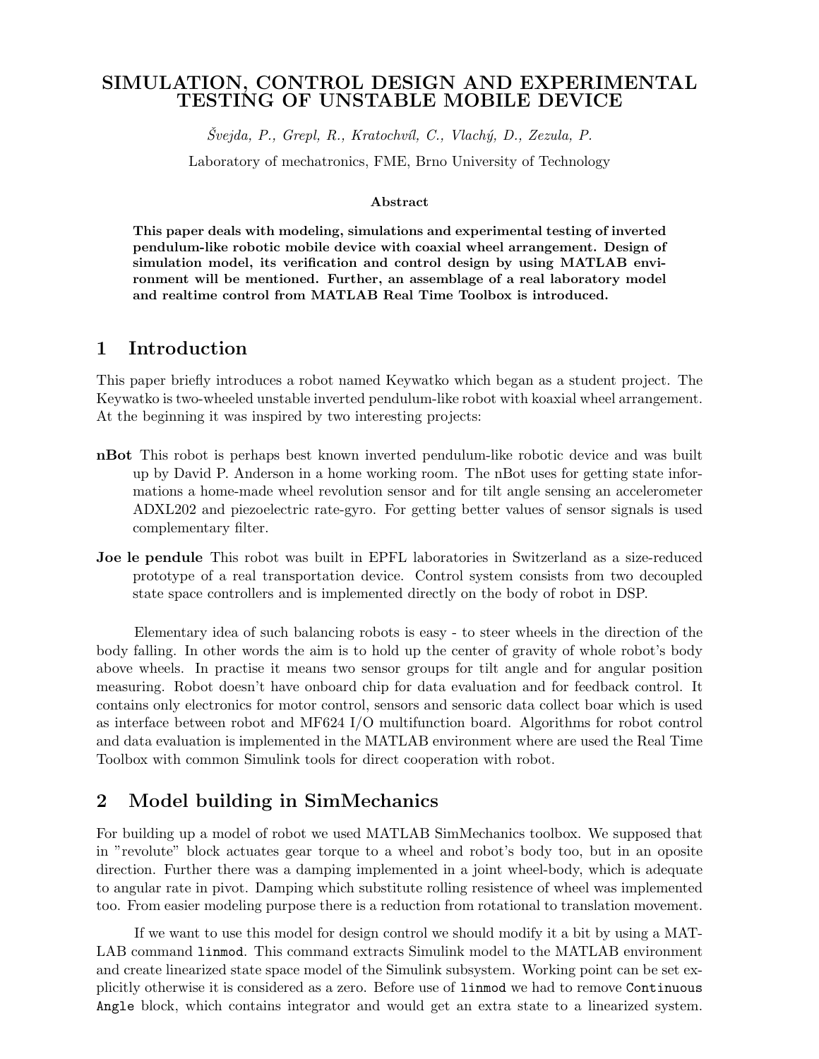# SIMULATION, CONTROL DESIGN AND EXPERIMENTAL TESTING OF UNSTABLE MOBILE DEVICE

*Švejda, P., Grepl, R., Kratochvíl, C., Vlachý, D., Zezula, P.*

Laboratory of mechatronics, FME, Brno University of Technology

**Abstract**

**This paper deals with modeling, simulations and experimental testing of inverted pendulum-like robotic mobile device with coaxial wheel arrangement. Design of simulation model, its verification and control design by using MATLAB environment will be mentioned. Further, an assemblage of a real laboratory model and realtime control from MATLAB Real Time Toolbox is introduced.**

## 1 Introduction

This paper briefly introduces a robot named Keywatko which began as a student project. The Keywatko is two-wheeled unstable inverted pendulum-like robot with koaxial wheel arrangement. At the beginning it was inspired by two interesting projects:

**nBot** This robot is perhaps best known inverted pendulum-like robotic device and was built up by David P. Anderson in a home working room. The nBot uses for getting state informations a home-made wheel revolution sensor and for tilt angle sensing an accelerometer ADXL202 and piezoelectric rate-gyro. For getting better values of sensor signals is used complementary filter.

**Joe le pendule** This robot was built in EPFL laboratories in Switzerland as a size-reduced prototype of a real transportation device. Control system consists from two decoupled state space controllers and is implemented directly on the body of robot in DSP.

Elementary idea of such balancing robots is easy - to steer wheels in the direction of the body falling. In other words the aim is to hold up the center of gravity of whole robot's body above wheels. In practise it means two sensor groups for tilt angle and for angular position measuring. Robot doesn't have onboard chip for data evaluation and for feedback control. It contains only electronics for motor control, sensors and sensoric data collect boar which is used as interface between robot and MF624 I/O multifunction board. Algorithms for robot control and data evaluation is implemented in the MATLAB environment where are used the Real Time Toolbox with common Simulink tools for direct cooperation with robot.

## 2 Model building in SimMechanics

For building up a model of robot we used MATLAB SimMechanics toolbox. We supposed that in "revolute" block actuates gear torque to a wheel and robot's body too, but in an oposite direction. Further there was a damping implemented in a joint wheel-body, which is adequate to angular rate in pivot. Damping which substitute rolling resistence of wheel was implemented too. From easier modeling purpose there is a reduction from rotational to translation movement.

If we want to use this model for design control we should modify it a bit by using a MATLAB command `linmod`. This command extracts Simulink model to the MATLAB environment and create linearized state space model of the Simulink subsystem. Working point can be set explicitly otherwise it is considered as a zero. Before use of `linmod` we had to remove `Continuous Angle` block, which contains integrator and would get an extra state to a linearized system.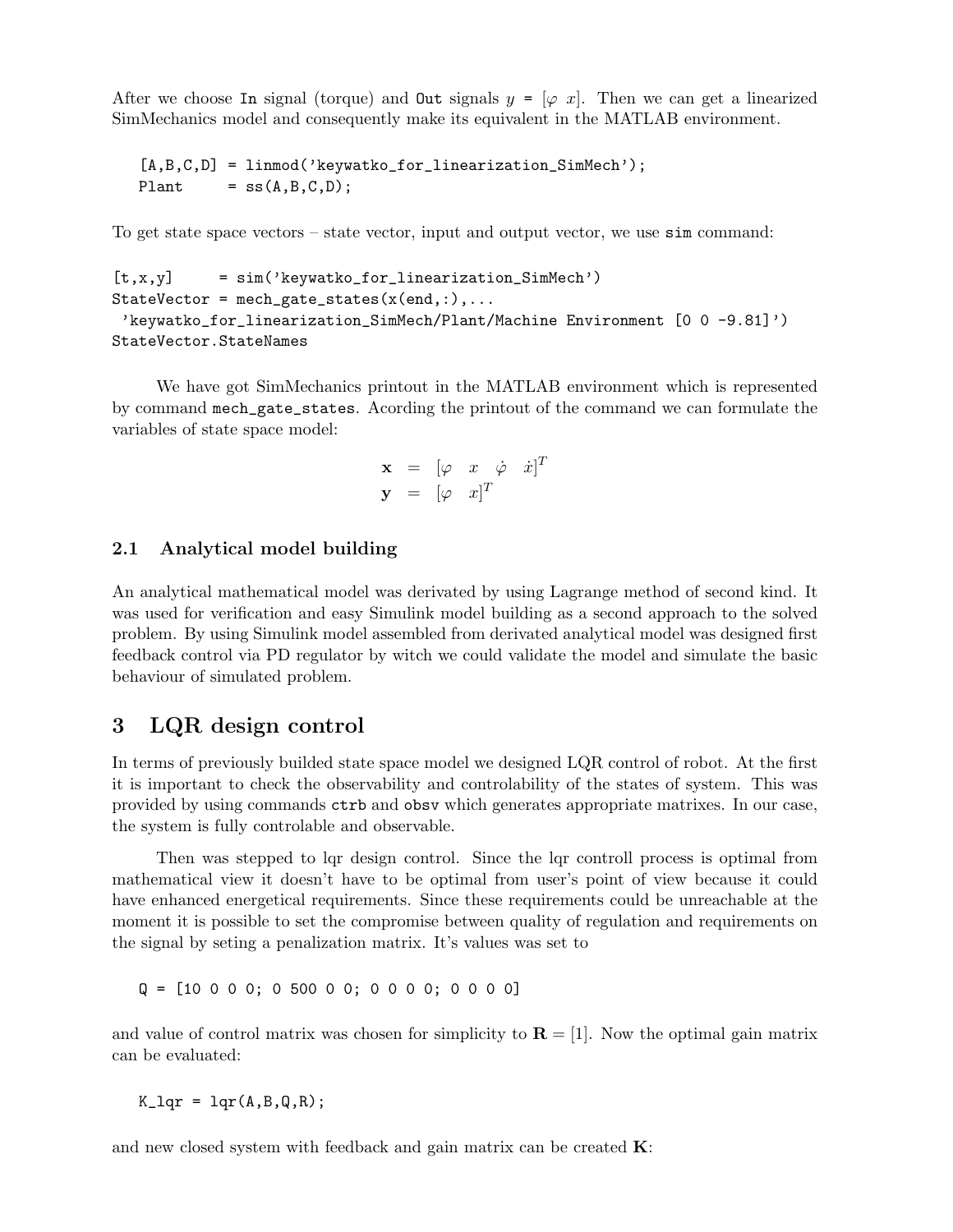After we choose In signal (torque) and Out signals y = [$\varphi$ $x$]. Then we can get a linearized SimMechanics model and consequently make its equivalent in the MATLAB environment.

```
[A,B,C,D] = linmod('keywatko_for_linearization_SimMech');
Plant     = ss(A,B,C,D);
```

To get state space vectors – state vector, input and output vector, we use sim command:

```
[t,x,y]     = sim('keywatko_for_linearization_SimMech')
StateVector = mech_gate_states(x(end,:),...
 'keywatko_for_linearization_SimMech/Plant/Machine Environment [0 0 -9.81]')
StateVector.StateNames
```

We have got SimMechanics printout in the MATLAB environment which is represented by command mech_gate_states. Acording the printout of the command we can formulate the variables of state space model:

$$
\begin{aligned}
\mathbf{x} &= [\varphi \quad x \quad \dot{\varphi} \quad \dot{x}]^T \\
\mathbf{y} &= [\varphi \quad x]^T
\end{aligned}
$$

### 2.1 Analytical model building

An analytical mathematical model was derivated by using Lagrange method of second kind. It was used for verification and easy Simulink model building as a second approach to the solved problem. By using Simulink model assembled from derivated analytical model was designed first feedback control via PD regulator by witch we could validate the model and simulate the basic behaviour of simulated problem.

## 3 LQR design control

In terms of previously builded state space model we designed LQR control of robot. At the first it is important to check the observability and controlability of the states of system. This was provided by using commands ctrb and obsv which generates appropriate matrixes. In our case, the system is fully controlable and observable.

Then was stepped to lqr design control. Since the lqr controll process is optimal from mathematical view it doesn't have to be optimal from user's point of view because it could have enhanced energetical requirements. Since these requirements could be unreachable at the moment it is possible to set the compromise between quality of regulation and requirements on the signal by seting a penalization matrix. It's values was set to

```
Q = [10 0 0 0; 0 500 0 0; 0 0 0 0; 0 0 0 0]
```

and value of control matrix was chosen for simplicity to $\mathbf{R} = [1]$. Now the optimal gain matrix can be evaluated:

```
K_lqr = lqr(A,B,Q,R);
```

and new closed system with feedback and gain matrix can be created $\mathbf{K}$: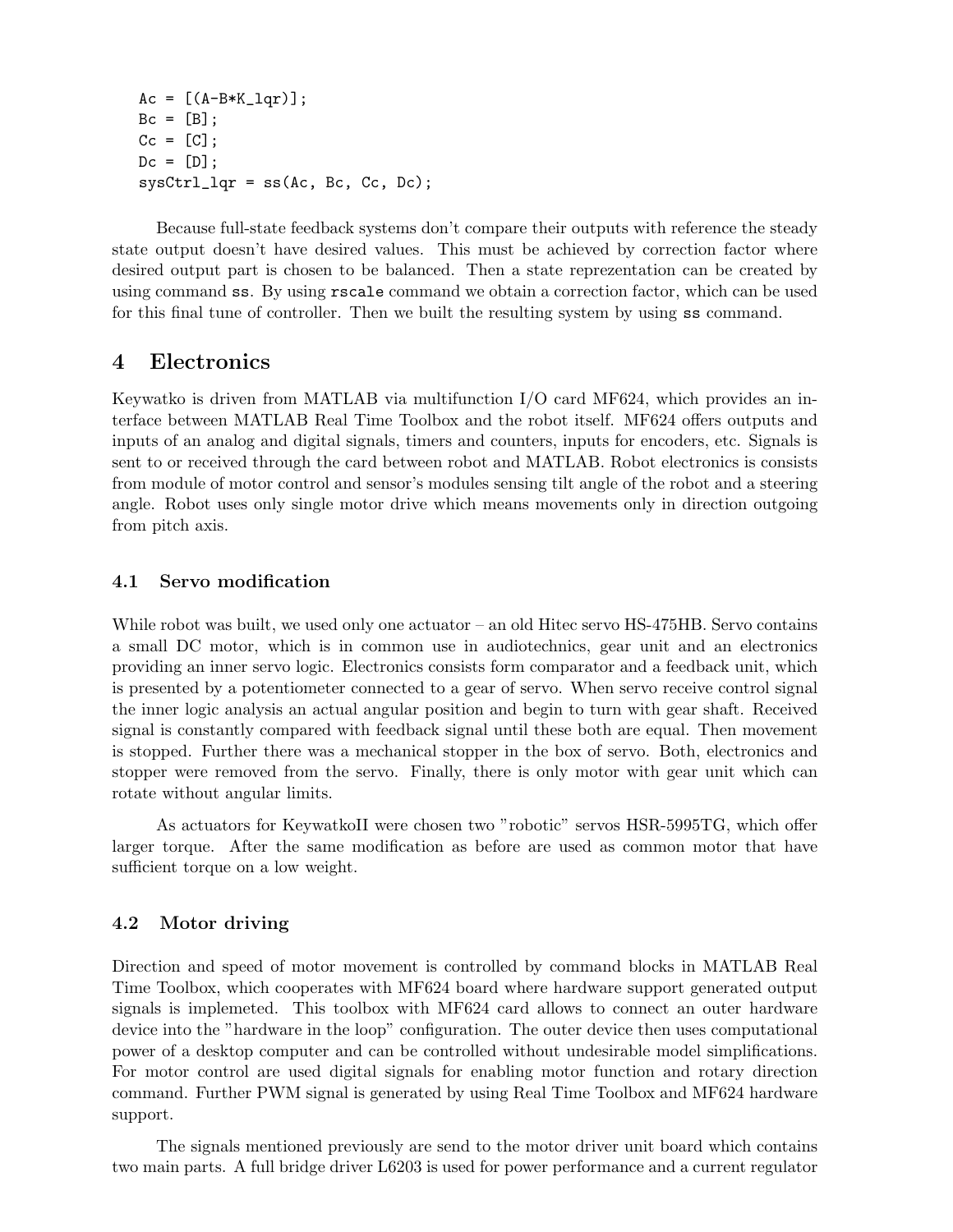```
Ac = [(A-B*K_lqr)];
Bc = [B];
Cc = [C];
Dc = [D];
sysCtrl_lqr = ss(Ac, Bc, Cc, Dc);
```

Because full-state feedback systems don't compare their outputs with reference the steady state output doesn't have desired values. This must be achieved by correction factor where desired output part is chosen to be balanced. Then a state reprezentation can be created by using command `ss`. By using `rscale` command we obtain a correction factor, which can be used for this final tune of controller. Then we built the resulting system by using `ss` command.

# 4 Electronics

Keywatko is driven from MATLAB via multifunction I/O card MF624, which provides an interface between MATLAB Real Time Toolbox and the robot itself. MF624 offers outputs and inputs of an analog and digital signals, timers and counters, inputs for encoders, etc. Signals is sent to or received through the card between robot and MATLAB. Robot electronics is consists from module of motor control and sensor's modules sensing tilt angle of the robot and a steering angle. Robot uses only single motor drive which means movements only in direction outgoing from pitch axis.

## 4.1 Servo modification

While robot was built, we used only one actuator – an old Hitec servo HS-475HB. Servo contains a small DC motor, which is in common use in audiotechnics, gear unit and an electronics providing an inner servo logic. Electronics consists form comparator and a feedback unit, which is presented by a potentiometer connected to a gear of servo. When servo receive control signal the inner logic analysis an actual angular position and begin to turn with gear shaft. Received signal is constantly compared with feedback signal until these both are equal. Then movement is stopped. Further there was a mechanical stopper in the box of servo. Both, electronics and stopper were removed from the servo. Finally, there is only motor with gear unit which can rotate without angular limits.

As actuators for KeywatkoII were chosen two "robotic" servos HSR-5995TG, which offer larger torque. After the same modification as before are used as common motor that have sufficient torque on a low weight.

## 4.2 Motor driving

Direction and speed of motor movement is controlled by command blocks in MATLAB Real Time Toolbox, which cooperates with MF624 board where hardware support generated output signals is implemeted. This toolbox with MF624 card allows to connect an outer hardware device into the "hardware in the loop" configuration. The outer device then uses computational power of a desktop computer and can be controlled without undesirable model simplifications. For motor control are used digital signals for enabling motor function and rotary direction command. Further PWM signal is generated by using Real Time Toolbox and MF624 hardware support.

The signals mentioned previously are send to the motor driver unit board which contains two main parts. A full bridge driver L6203 is used for power performance and a current regulator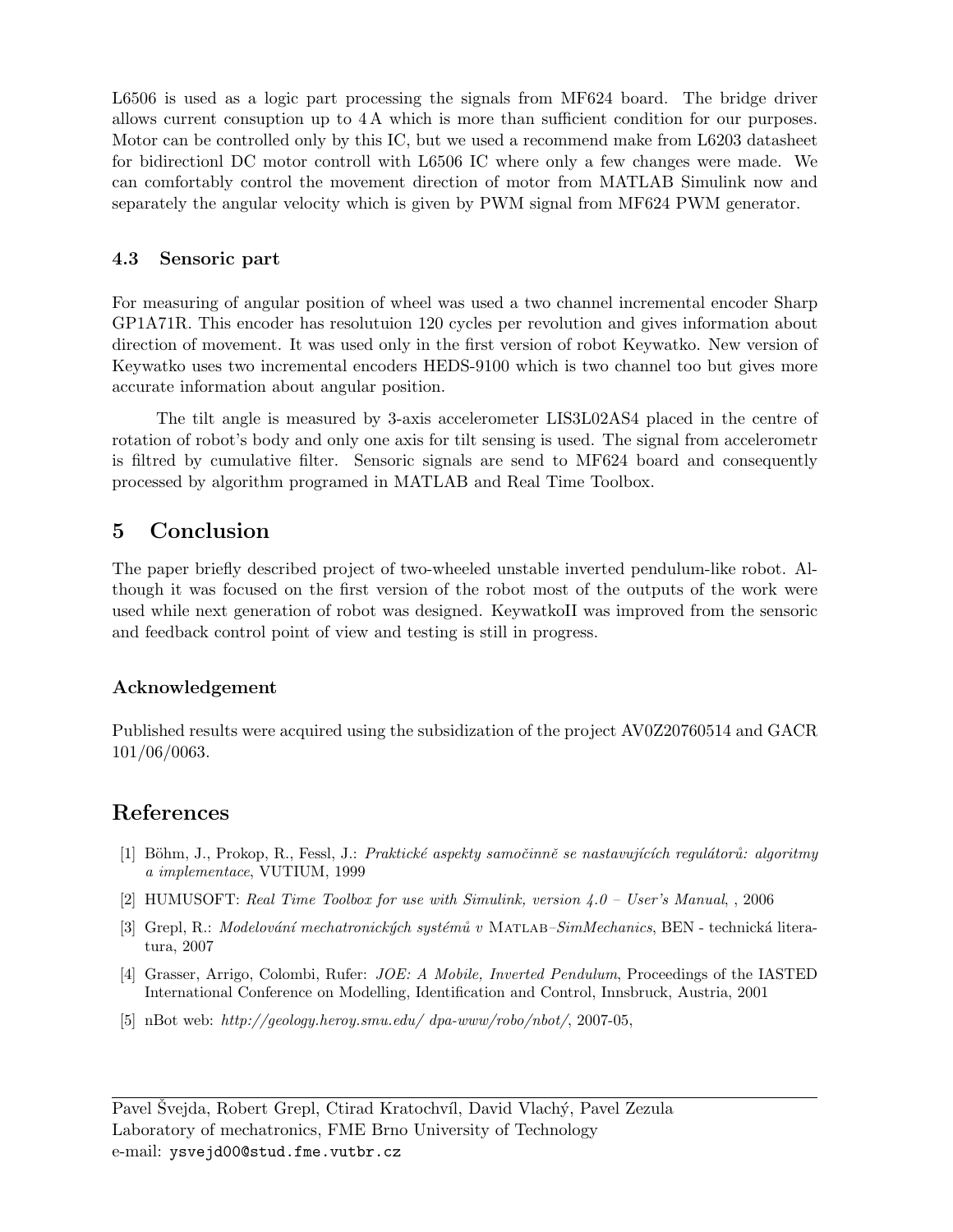L6506 is used as a logic part processing the signals from MF624 board. The bridge driver allows current consuption up to 4 A which is more than sufficient condition for our purposes. Motor can be controlled only by this IC, but we used a recommend make from L6203 datasheet for bidirectionl DC motor controll with L6506 IC where only a few changes were made. We can comfortably control the movement direction of motor from MATLAB Simulink now and separately the angular velocity which is given by PWM signal from MF624 PWM generator.

### 4.3 Sensoric part

For measuring of angular position of wheel was used a two channel incremental encoder Sharp GP1A71R. This encoder has resolutuion 120 cycles per revolution and gives information about direction of movement. It was used only in the first version of robot Keywatko. New version of Keywatko uses two incremental encoders HEDS-9100 which is two channel too but gives more accurate information about angular position.

The tilt angle is measured by 3-axis accelerometer LIS3L02AS4 placed in the centre of rotation of robot's body and only one axis for tilt sensing is used. The signal from accelerometr is filtred by cumulative filter. Sensoric signals are send to MF624 board and consequently processed by algorithm programed in MATLAB and Real Time Toolbox.

## 5 Conclusion

The paper briefly described project of two-wheeled unstable inverted pendulum-like robot. Although it was focused on the first version of the robot most of the outputs of the work were used while next generation of robot was designed. KeywatkoII was improved from the sensoric and feedback control point of view and testing is still in progress.

### Acknowledgement

Published results were acquired using the subsidization of the project AV0Z20760514 and GACR 101/06/0063.

## References

[1] Böhm, J., Prokop, R., Fessl, J.: *Praktické aspekty samočinně se nastavujících regulátorů: algoritmy a implementace*, VUTIUM, 1999

[2] HUMUSOFT: *Real Time Toolbox for use with Simulink, version 4.0 – User's Manual*, , 2006

[3] Grepl, R.: *Modelování mechatronických systémů v* MATLAB–*SimMechanics*, BEN - technická literatura, 2007

[4] Grasser, Arrigo, Colombi, Rufer: *JOE: A Mobile, Inverted Pendulum*, Proceedings of the IASTED International Conference on Modelling, Identification and Control, Innsbruck, Austria, 2001

[5] nBot web: *http://geology.heroy.smu.edu/ dpa-www/robo/nbot/*, 2007-05,

---

Pavel Švejda, Robert Grepl, Ctirad Kratochvíl, David Vlachý, Pavel Zezula
Laboratory of mechatronics, FME Brno University of Technology
e-mail: `ysvejd00@stud.fme.vutbr.cz`